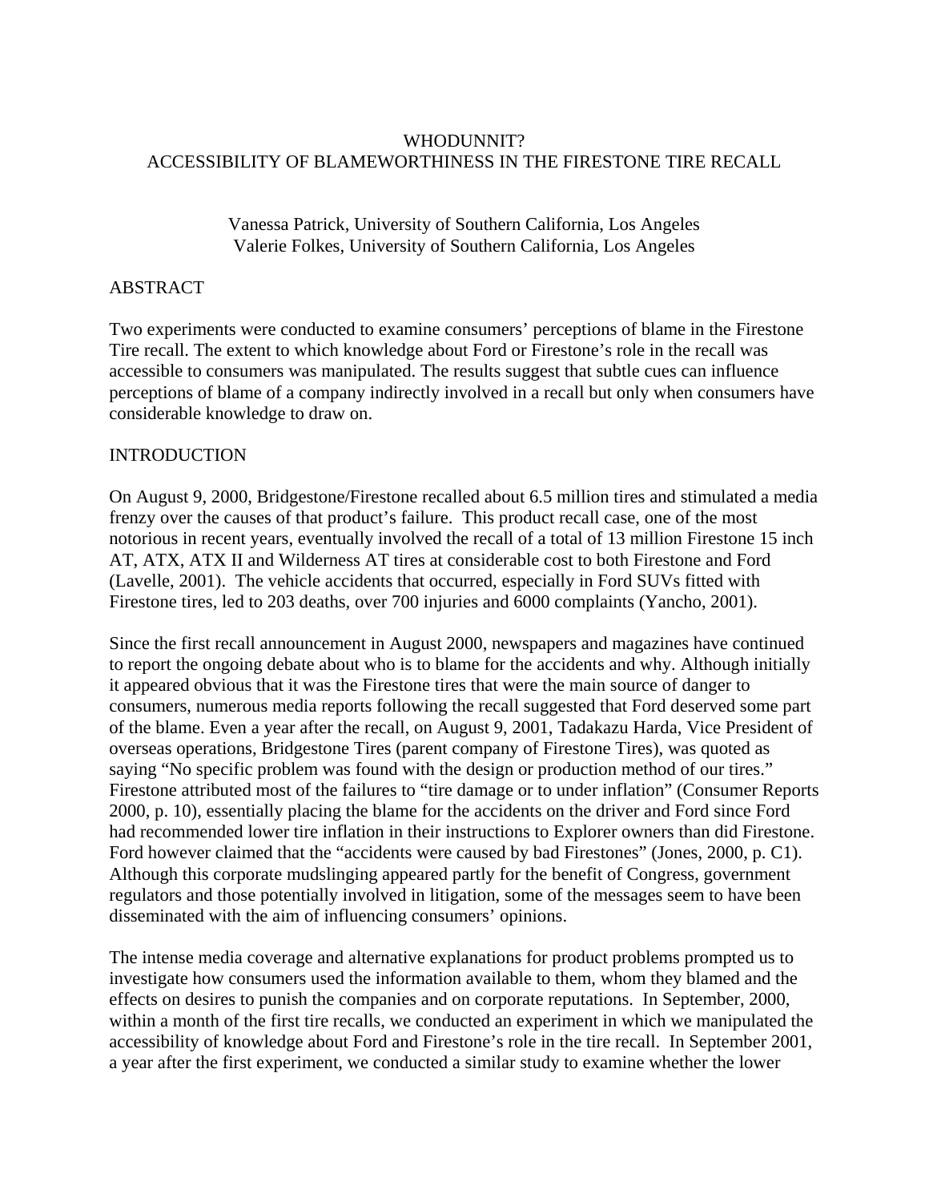# WHODUNNIT?
# ACCESSIBILITY OF BLAMEWORTHINESS IN THE FIRESTONE TIRE RECALL

Vanessa Patrick, University of Southern California, Los Angeles
Valerie Folkes, University of Southern California, Los Angeles

## ABSTRACT

Two experiments were conducted to examine consumers' perceptions of blame in the Firestone Tire recall. The extent to which knowledge about Ford or Firestone's role in the recall was accessible to consumers was manipulated. The results suggest that subtle cues can influence perceptions of blame of a company indirectly involved in a recall but only when consumers have considerable knowledge to draw on.

## INTRODUCTION

On August 9, 2000, Bridgestone/Firestone recalled about 6.5 million tires and stimulated a media frenzy over the causes of that product's failure. This product recall case, one of the most notorious in recent years, eventually involved the recall of a total of 13 million Firestone 15 inch AT, ATX, ATX II and Wilderness AT tires at considerable cost to both Firestone and Ford (Lavelle, 2001). The vehicle accidents that occurred, especially in Ford SUVs fitted with Firestone tires, led to 203 deaths, over 700 injuries and 6000 complaints (Yancho, 2001).

Since the first recall announcement in August 2000, newspapers and magazines have continued to report the ongoing debate about who is to blame for the accidents and why. Although initially it appeared obvious that it was the Firestone tires that were the main source of danger to consumers, numerous media reports following the recall suggested that Ford deserved some part of the blame. Even a year after the recall, on August 9, 2001, Tadakazu Harda, Vice President of overseas operations, Bridgestone Tires (parent company of Firestone Tires), was quoted as saying "No specific problem was found with the design or production method of our tires." Firestone attributed most of the failures to "tire damage or to under inflation" (Consumer Reports 2000, p. 10), essentially placing the blame for the accidents on the driver and Ford since Ford had recommended lower tire inflation in their instructions to Explorer owners than did Firestone. Ford however claimed that the "accidents were caused by bad Firestones" (Jones, 2000, p. C1). Although this corporate mudslinging appeared partly for the benefit of Congress, government regulators and those potentially involved in litigation, some of the messages seem to have been disseminated with the aim of influencing consumers' opinions.

The intense media coverage and alternative explanations for product problems prompted us to investigate how consumers used the information available to them, whom they blamed and the effects on desires to punish the companies and on corporate reputations. In September, 2000, within a month of the first tire recalls, we conducted an experiment in which we manipulated the accessibility of knowledge about Ford and Firestone's role in the tire recall. In September 2001, a year after the first experiment, we conducted a similar study to examine whether the lower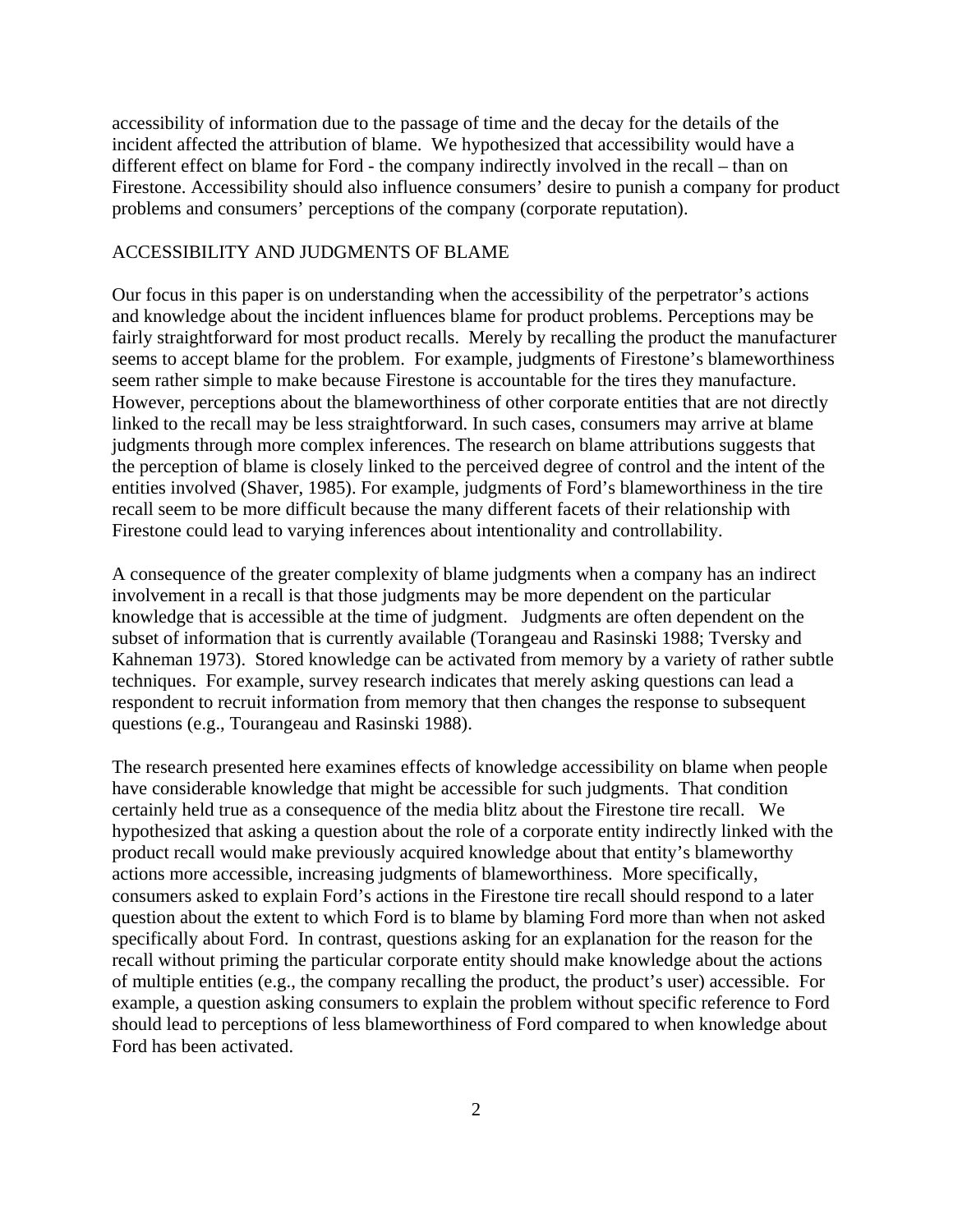accessibility of information due to the passage of time and the decay for the details of the incident affected the attribution of blame. We hypothesized that accessibility would have a different effect on blame for Ford - the company indirectly involved in the recall – than on Firestone. Accessibility should also influence consumers' desire to punish a company for product problems and consumers' perceptions of the company (corporate reputation).

## ACCESSIBILITY AND JUDGMENTS OF BLAME

Our focus in this paper is on understanding when the accessibility of the perpetrator's actions and knowledge about the incident influences blame for product problems. Perceptions may be fairly straightforward for most product recalls. Merely by recalling the product the manufacturer seems to accept blame for the problem. For example, judgments of Firestone's blameworthiness seem rather simple to make because Firestone is accountable for the tires they manufacture. However, perceptions about the blameworthiness of other corporate entities that are not directly linked to the recall may be less straightforward. In such cases, consumers may arrive at blame judgments through more complex inferences. The research on blame attributions suggests that the perception of blame is closely linked to the perceived degree of control and the intent of the entities involved (Shaver, 1985). For example, judgments of Ford's blameworthiness in the tire recall seem to be more difficult because the many different facets of their relationship with Firestone could lead to varying inferences about intentionality and controllability.

A consequence of the greater complexity of blame judgments when a company has an indirect involvement in a recall is that those judgments may be more dependent on the particular knowledge that is accessible at the time of judgment. Judgments are often dependent on the subset of information that is currently available (Torangeau and Rasinski 1988; Tversky and Kahneman 1973). Stored knowledge can be activated from memory by a variety of rather subtle techniques. For example, survey research indicates that merely asking questions can lead a respondent to recruit information from memory that then changes the response to subsequent questions (e.g., Tourangeau and Rasinski 1988).

The research presented here examines effects of knowledge accessibility on blame when people have considerable knowledge that might be accessible for such judgments. That condition certainly held true as a consequence of the media blitz about the Firestone tire recall. We hypothesized that asking a question about the role of a corporate entity indirectly linked with the product recall would make previously acquired knowledge about that entity's blameworthy actions more accessible, increasing judgments of blameworthiness. More specifically, consumers asked to explain Ford's actions in the Firestone tire recall should respond to a later question about the extent to which Ford is to blame by blaming Ford more than when not asked specifically about Ford. In contrast, questions asking for an explanation for the reason for the recall without priming the particular corporate entity should make knowledge about the actions of multiple entities (e.g., the company recalling the product, the product's user) accessible. For example, a question asking consumers to explain the problem without specific reference to Ford should lead to perceptions of less blameworthiness of Ford compared to when knowledge about Ford has been activated.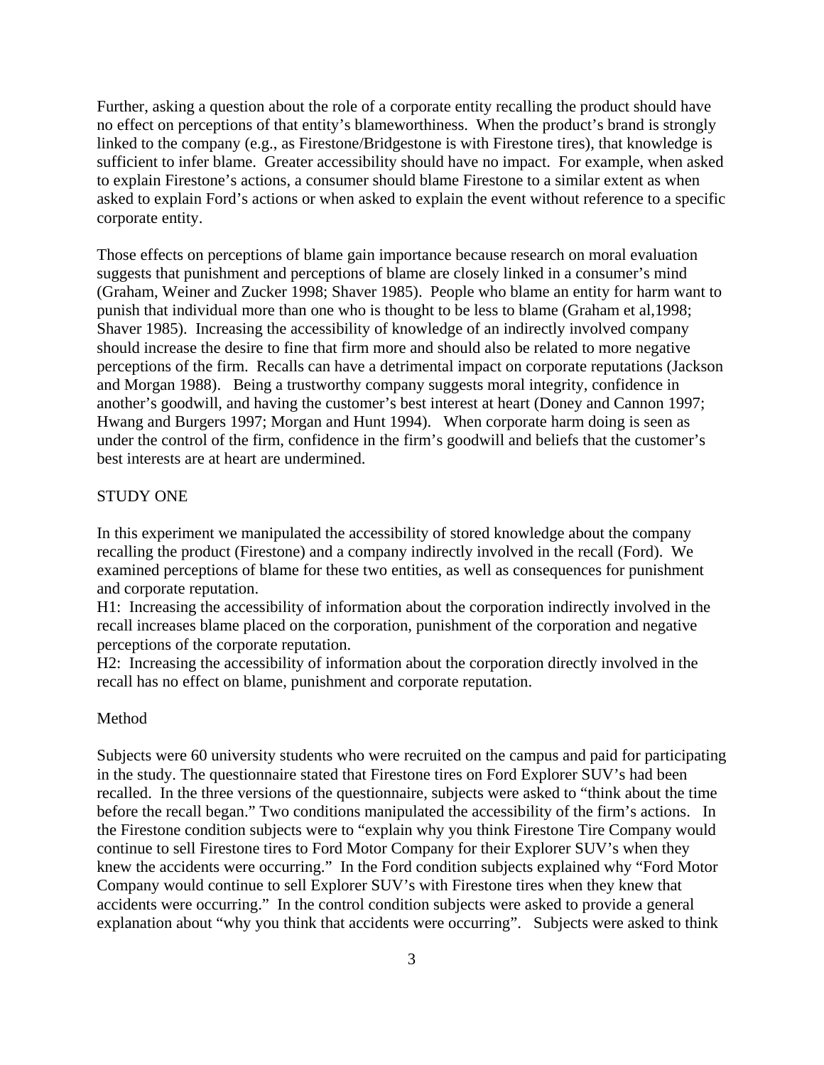Further, asking a question about the role of a corporate entity recalling the product should have no effect on perceptions of that entity's blameworthiness. When the product's brand is strongly linked to the company (e.g., as Firestone/Bridgestone is with Firestone tires), that knowledge is sufficient to infer blame. Greater accessibility should have no impact. For example, when asked to explain Firestone's actions, a consumer should blame Firestone to a similar extent as when asked to explain Ford's actions or when asked to explain the event without reference to a specific corporate entity.

Those effects on perceptions of blame gain importance because research on moral evaluation suggests that punishment and perceptions of blame are closely linked in a consumer's mind (Graham, Weiner and Zucker 1998; Shaver 1985). People who blame an entity for harm want to punish that individual more than one who is thought to be less to blame (Graham et al,1998; Shaver 1985). Increasing the accessibility of knowledge of an indirectly involved company should increase the desire to fine that firm more and should also be related to more negative perceptions of the firm. Recalls can have a detrimental impact on corporate reputations (Jackson and Morgan 1988). Being a trustworthy company suggests moral integrity, confidence in another's goodwill, and having the customer's best interest at heart (Doney and Cannon 1997; Hwang and Burgers 1997; Morgan and Hunt 1994). When corporate harm doing is seen as under the control of the firm, confidence in the firm's goodwill and beliefs that the customer's best interests are at heart are undermined.

## STUDY ONE

In this experiment we manipulated the accessibility of stored knowledge about the company recalling the product (Firestone) and a company indirectly involved in the recall (Ford). We examined perceptions of blame for these two entities, as well as consequences for punishment and corporate reputation.

H1: Increasing the accessibility of information about the corporation indirectly involved in the recall increases blame placed on the corporation, punishment of the corporation and negative perceptions of the corporate reputation.

H2: Increasing the accessibility of information about the corporation directly involved in the recall has no effect on blame, punishment and corporate reputation.

### Method

Subjects were 60 university students who were recruited on the campus and paid for participating in the study. The questionnaire stated that Firestone tires on Ford Explorer SUV's had been recalled. In the three versions of the questionnaire, subjects were asked to "think about the time before the recall began." Two conditions manipulated the accessibility of the firm's actions. In the Firestone condition subjects were to "explain why you think Firestone Tire Company would continue to sell Firestone tires to Ford Motor Company for their Explorer SUV's when they knew the accidents were occurring." In the Ford condition subjects explained why "Ford Motor Company would continue to sell Explorer SUV's with Firestone tires when they knew that accidents were occurring." In the control condition subjects were asked to provide a general explanation about "why you think that accidents were occurring". Subjects were asked to think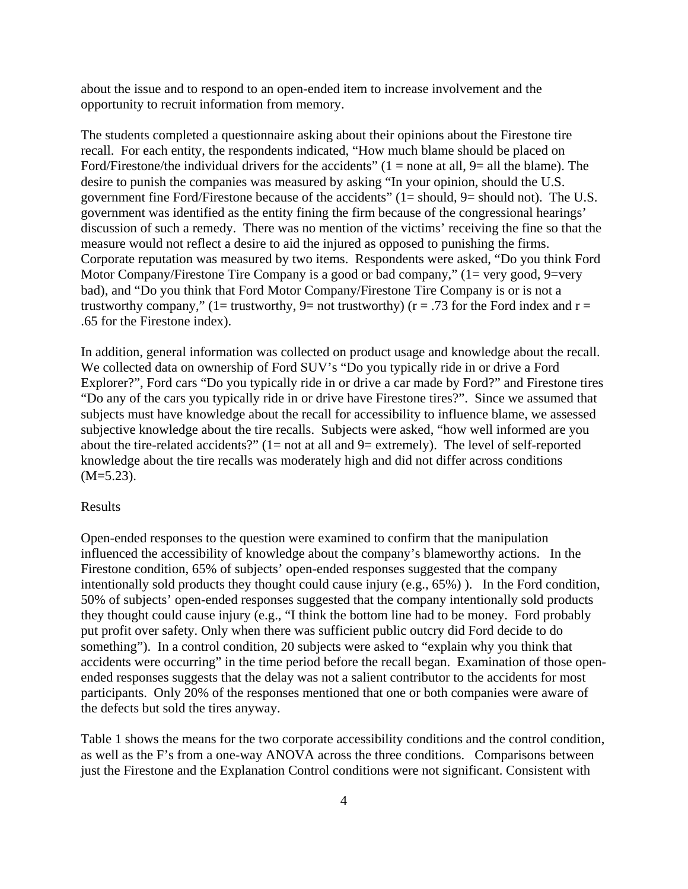about the issue and to respond to an open-ended item to increase involvement and the opportunity to recruit information from memory.

The students completed a questionnaire asking about their opinions about the Firestone tire recall. For each entity, the respondents indicated, "How much blame should be placed on Ford/Firestone/the individual drivers for the accidents" (1 = none at all, 9= all the blame). The desire to punish the companies was measured by asking "In your opinion, should the U.S. government fine Ford/Firestone because of the accidents" (1= should, 9= should not). The U.S. government was identified as the entity fining the firm because of the congressional hearings' discussion of such a remedy. There was no mention of the victims' receiving the fine so that the measure would not reflect a desire to aid the injured as opposed to punishing the firms. Corporate reputation was measured by two items. Respondents were asked, "Do you think Ford Motor Company/Firestone Tire Company is a good or bad company," (1= very good, 9=very bad), and "Do you think that Ford Motor Company/Firestone Tire Company is or is not a trustworthy company," (1= trustworthy, 9= not trustworthy) ($r = .73$ for the Ford index and $r = .65$ for the Firestone index).

In addition, general information was collected on product usage and knowledge about the recall. We collected data on ownership of Ford SUV's "Do you typically ride in or drive a Ford Explorer?", Ford cars "Do you typically ride in or drive a car made by Ford?" and Firestone tires "Do any of the cars you typically ride in or drive have Firestone tires?". Since we assumed that subjects must have knowledge about the recall for accessibility to influence blame, we assessed subjective knowledge about the tire recalls. Subjects were asked, "how well informed are you about the tire-related accidents?" (1= not at all and 9= extremely). The level of self-reported knowledge about the tire recalls was moderately high and did not differ across conditions ($M=5.23$).

Results

Open-ended responses to the question were examined to confirm that the manipulation influenced the accessibility of knowledge about the company's blameworthy actions. In the Firestone condition, 65% of subjects' open-ended responses suggested that the company intentionally sold products they thought could cause injury (e.g., 65%) ). In the Ford condition, 50% of subjects' open-ended responses suggested that the company intentionally sold products they thought could cause injury (e.g., "I think the bottom line had to be money. Ford probably put profit over safety. Only when there was sufficient public outcry did Ford decide to do something"). In a control condition, 20 subjects were asked to "explain why you think that accidents were occurring" in the time period before the recall began. Examination of those open-ended responses suggests that the delay was not a salient contributor to the accidents for most participants. Only 20% of the responses mentioned that one or both companies were aware of the defects but sold the tires anyway.

Table 1 shows the means for the two corporate accessibility conditions and the control condition, as well as the F's from a one-way ANOVA across the three conditions. Comparisons between just the Firestone and the Explanation Control conditions were not significant. Consistent with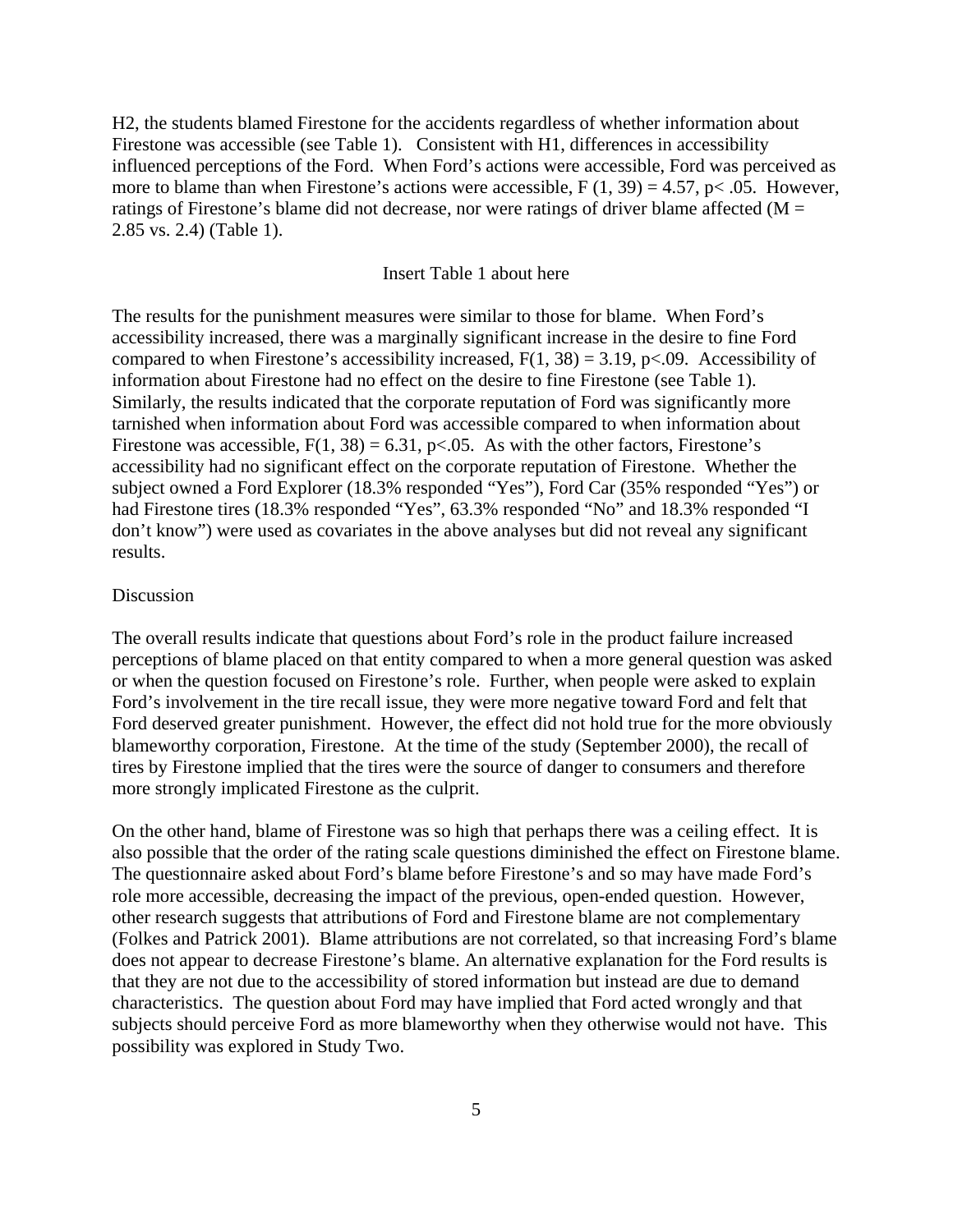H2, the students blamed Firestone for the accidents regardless of whether information about Firestone was accessible (see Table 1). Consistent with H1, differences in accessibility influenced perceptions of the Ford. When Ford's actions were accessible, Ford was perceived as more to blame than when Firestone's actions were accessible, $F(1, 39) = 4.57$, $p < .05$. However, ratings of Firestone's blame did not decrease, nor were ratings of driver blame affected ($M = 2.85$ vs. $2.4$) (Table 1).

Insert Table 1 about here

The results for the punishment measures were similar to those for blame. When Ford's accessibility increased, there was a marginally significant increase in the desire to fine Ford compared to when Firestone's accessibility increased, $F(1, 38) = 3.19$, $p<.09$. Accessibility of information about Firestone had no effect on the desire to fine Firestone (see Table 1). Similarly, the results indicated that the corporate reputation of Ford was significantly more tarnished when information about Ford was accessible compared to when information about Firestone was accessible, $F(1, 38) = 6.31$, $p<.05$. As with the other factors, Firestone's accessibility had no significant effect on the corporate reputation of Firestone. Whether the subject owned a Ford Explorer (18.3% responded "Yes"), Ford Car (35% responded "Yes") or had Firestone tires (18.3% responded "Yes", 63.3% responded "No" and 18.3% responded "I don't know") were used as covariates in the above analyses but did not reveal any significant results.

## Discussion

The overall results indicate that questions about Ford's role in the product failure increased perceptions of blame placed on that entity compared to when a more general question was asked or when the question focused on Firestone's role. Further, when people were asked to explain Ford's involvement in the tire recall issue, they were more negative toward Ford and felt that Ford deserved greater punishment. However, the effect did not hold true for the more obviously blameworthy corporation, Firestone. At the time of the study (September 2000), the recall of tires by Firestone implied that the tires were the source of danger to consumers and therefore more strongly implicated Firestone as the culprit.

On the other hand, blame of Firestone was so high that perhaps there was a ceiling effect. It is also possible that the order of the rating scale questions diminished the effect on Firestone blame. The questionnaire asked about Ford's blame before Firestone's and so may have made Ford's role more accessible, decreasing the impact of the previous, open-ended question. However, other research suggests that attributions of Ford and Firestone blame are not complementary (Folkes and Patrick 2001). Blame attributions are not correlated, so that increasing Ford's blame does not appear to decrease Firestone's blame. An alternative explanation for the Ford results is that they are not due to the accessibility of stored information but instead are due to demand characteristics. The question about Ford may have implied that Ford acted wrongly and that subjects should perceive Ford as more blameworthy when they otherwise would not have. This possibility was explored in Study Two.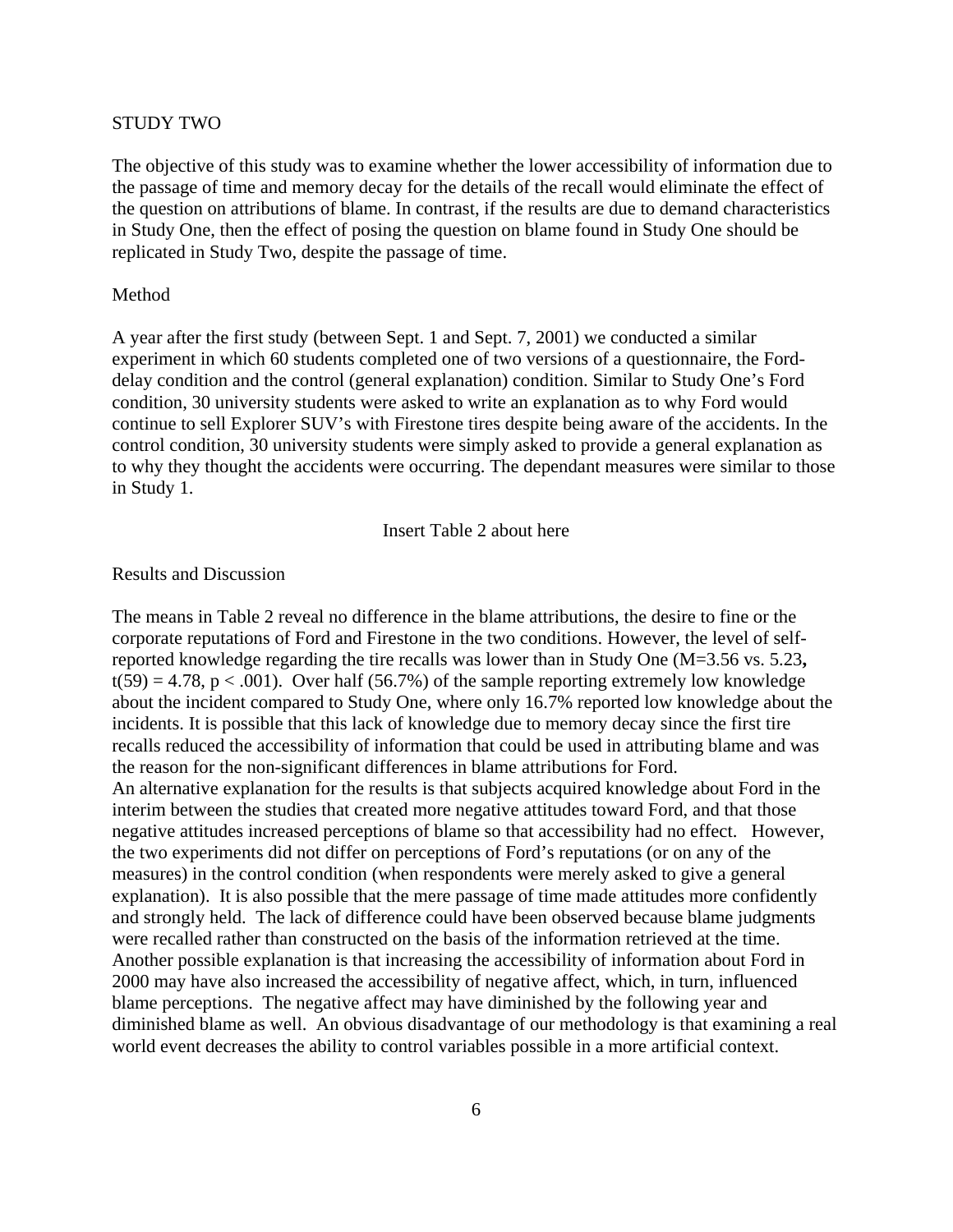## STUDY TWO

The objective of this study was to examine whether the lower accessibility of information due to the passage of time and memory decay for the details of the recall would eliminate the effect of the question on attributions of blame. In contrast, if the results are due to demand characteristics in Study One, then the effect of posing the question on blame found in Study One should be replicated in Study Two, despite the passage of time.

### Method

A year after the first study (between Sept. 1 and Sept. 7, 2001) we conducted a similar experiment in which 60 students completed one of two versions of a questionnaire, the Ford-delay condition and the control (general explanation) condition. Similar to Study One's Ford condition, 30 university students were asked to write an explanation as to why Ford would continue to sell Explorer SUV's with Firestone tires despite being aware of the accidents. In the control condition, 30 university students were simply asked to provide a general explanation as to why they thought the accidents were occurring. The dependant measures were similar to those in Study 1.

Insert Table 2 about here

### Results and Discussion

The means in Table 2 reveal no difference in the blame attributions, the desire to fine or the corporate reputations of Ford and Firestone in the two conditions. However, the level of self-reported knowledge regarding the tire recalls was lower than in Study One ($M=3.56$ vs. $5.23$, $t(59) = 4.78$, $p < .001$). Over half (56.7%) of the sample reporting extremely low knowledge about the incident compared to Study One, where only 16.7% reported low knowledge about the incidents. It is possible that this lack of knowledge due to memory decay since the first tire recalls reduced the accessibility of information that could be used in attributing blame and was the reason for the non-significant differences in blame attributions for Ford.

An alternative explanation for the results is that subjects acquired knowledge about Ford in the interim between the studies that created more negative attitudes toward Ford, and that those negative attitudes increased perceptions of blame so that accessibility had no effect. However, the two experiments did not differ on perceptions of Ford's reputations (or on any of the measures) in the control condition (when respondents were merely asked to give a general explanation). It is also possible that the mere passage of time made attitudes more confidently and strongly held. The lack of difference could have been observed because blame judgments were recalled rather than constructed on the basis of the information retrieved at the time. Another possible explanation is that increasing the accessibility of information about Ford in 2000 may have also increased the accessibility of negative affect, which, in turn, influenced blame perceptions. The negative affect may have diminished by the following year and diminished blame as well. An obvious disadvantage of our methodology is that examining a real world event decreases the ability to control variables possible in a more artificial context.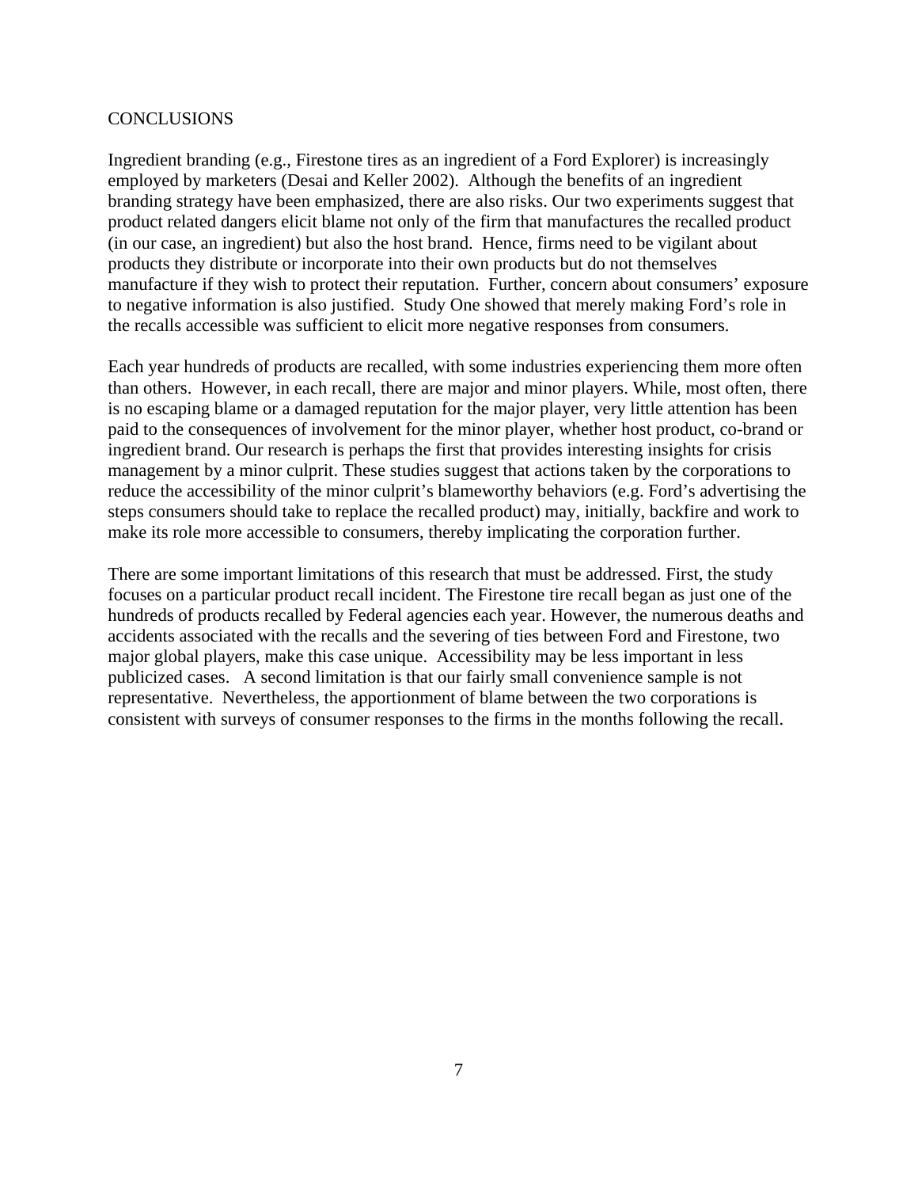## CONCLUSIONS

Ingredient branding (e.g., Firestone tires as an ingredient of a Ford Explorer) is increasingly employed by marketers (Desai and Keller 2002). Although the benefits of an ingredient branding strategy have been emphasized, there are also risks. Our two experiments suggest that product related dangers elicit blame not only of the firm that manufactures the recalled product (in our case, an ingredient) but also the host brand. Hence, firms need to be vigilant about products they distribute or incorporate into their own products but do not themselves manufacture if they wish to protect their reputation. Further, concern about consumers' exposure to negative information is also justified. Study One showed that merely making Ford's role in the recalls accessible was sufficient to elicit more negative responses from consumers.

Each year hundreds of products are recalled, with some industries experiencing them more often than others. However, in each recall, there are major and minor players. While, most often, there is no escaping blame or a damaged reputation for the major player, very little attention has been paid to the consequences of involvement for the minor player, whether host product, co-brand or ingredient brand. Our research is perhaps the first that provides interesting insights for crisis management by a minor culprit. These studies suggest that actions taken by the corporations to reduce the accessibility of the minor culprit's blameworthy behaviors (e.g. Ford's advertising the steps consumers should take to replace the recalled product) may, initially, backfire and work to make its role more accessible to consumers, thereby implicating the corporation further.

There are some important limitations of this research that must be addressed. First, the study focuses on a particular product recall incident. The Firestone tire recall began as just one of the hundreds of products recalled by Federal agencies each year. However, the numerous deaths and accidents associated with the recalls and the severing of ties between Ford and Firestone, two major global players, make this case unique. Accessibility may be less important in less publicized cases. A second limitation is that our fairly small convenience sample is not representative. Nevertheless, the apportionment of blame between the two corporations is consistent with surveys of consumer responses to the firms in the months following the recall.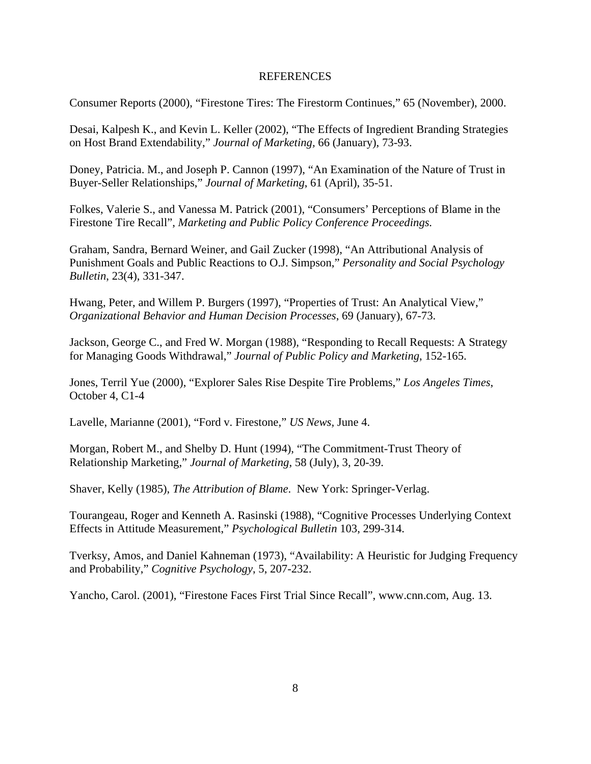## REFERENCES

Consumer Reports (2000), "Firestone Tires: The Firestorm Continues," 65 (November), 2000.

Desai, Kalpesh K., and Kevin L. Keller (2002), "The Effects of Ingredient Branding Strategies on Host Brand Extendability," *Journal of Marketing,* 66 (January), 73-93.

Doney, Patricia. M., and Joseph P. Cannon (1997), "An Examination of the Nature of Trust in Buyer-Seller Relationships," *Journal of Marketing*, 61 (April), 35-51.

Folkes, Valerie S., and Vanessa M. Patrick (2001), "Consumers' Perceptions of Blame in the Firestone Tire Recall", *Marketing and Public Policy Conference Proceedings.*

Graham, Sandra, Bernard Weiner, and Gail Zucker (1998), "An Attributional Analysis of Punishment Goals and Public Reactions to O.J. Simpson," *Personality and Social Psychology Bulletin*, 23(4), 331-347.

Hwang, Peter, and Willem P. Burgers (1997), "Properties of Trust: An Analytical View," *Organizational Behavior and Human Decision Processes*, 69 (January), 67-73.

Jackson, George C., and Fred W. Morgan (1988), "Responding to Recall Requests: A Strategy for Managing Goods Withdrawal," *Journal of Public Policy and Marketing,* 152-165.

Jones, Terril Yue (2000), "Explorer Sales Rise Despite Tire Problems," *Los Angeles Times*, October 4, C1-4

Lavelle, Marianne (2001), "Ford v. Firestone," *US News,* June 4.

Morgan, Robert M., and Shelby D. Hunt (1994), "The Commitment-Trust Theory of Relationship Marketing," *Journal of Marketing*, 58 (July), 3, 20-39.

Shaver, Kelly (1985), *The Attribution of Blame*. New York: Springer-Verlag.

Tourangeau, Roger and Kenneth A. Rasinski (1988), "Cognitive Processes Underlying Context Effects in Attitude Measurement," *Psychological Bulletin* 103, 299-314.

Tverksy, Amos, and Daniel Kahneman (1973), "Availability: A Heuristic for Judging Frequency and Probability," *Cognitive Psychology*, 5, 207-232.

Yancho, Carol. (2001), "Firestone Faces First Trial Since Recall", www.cnn.com, Aug. 13.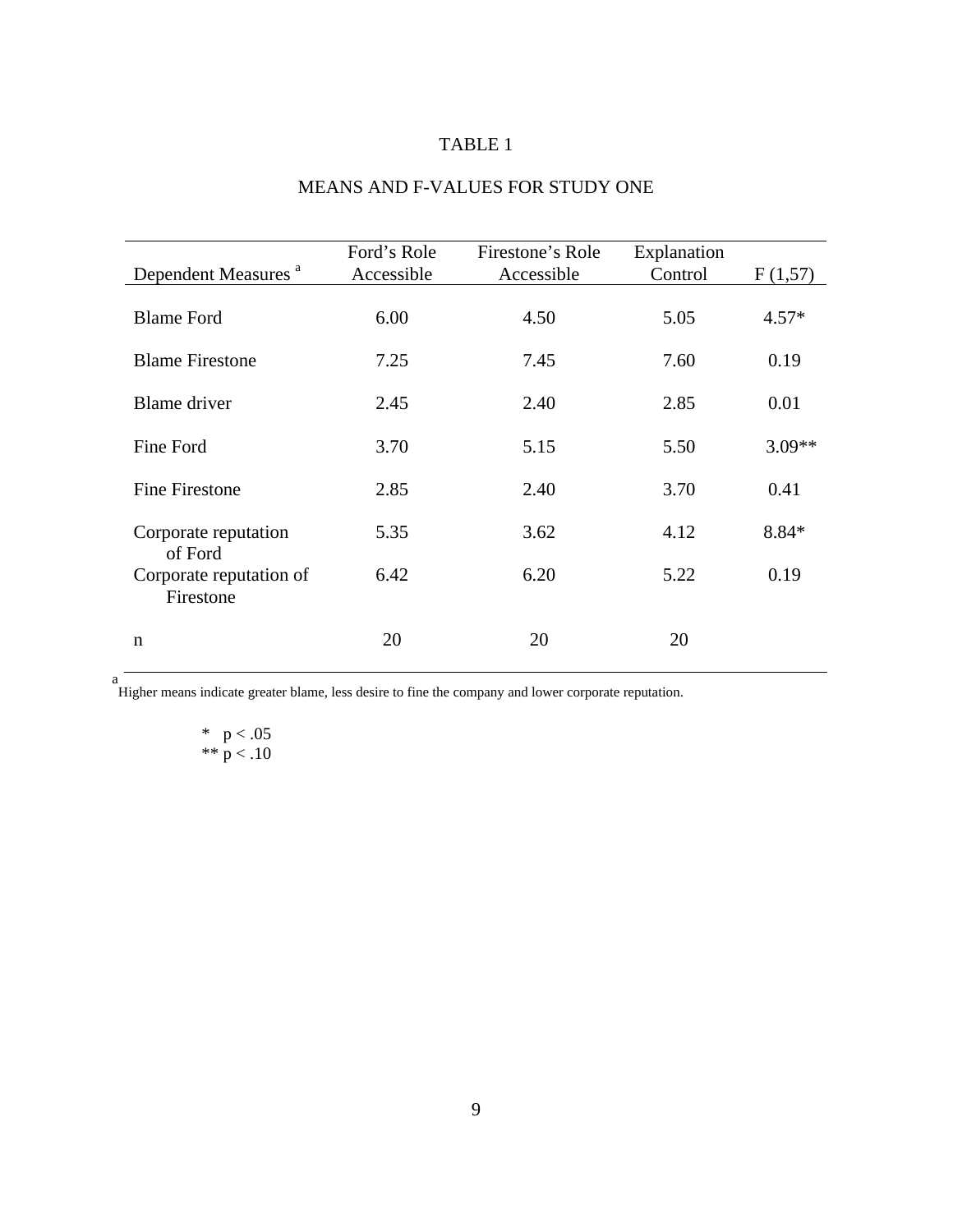# TABLE 1

## MEANS AND F-VALUES FOR STUDY ONE

| Dependent Measures [a] | Ford's Role Accessible | Firestone's Role Accessible | Explanation Control | F (1,57) |
|---|---|---|---|---|
| Blame Ford | 6.00 | 4.50 | 5.05 | 4.57* |
| Blame Firestone | 7.25 | 7.45 | 7.60 | 0.19 |
| Blame driver | 2.45 | 2.40 | 2.85 | 0.01 |
| Fine Ford | 3.70 | 5.15 | 5.50 | 3.09** |
| Fine Firestone | 2.85 | 2.40 | 3.70 | 0.41 |
| Corporate reputation of Ford | 5.35 | 3.62 | 4.12 | 8.84* |
| Corporate reputation of Firestone | 6.42 | 6.20 | 5.22 | 0.19 |
| n | 20 | 20 | 20 | |

[a] Higher means indicate greater blame, less desire to fine the company and lower corporate reputation.

\* $p < .05$
\*\* $p < .10$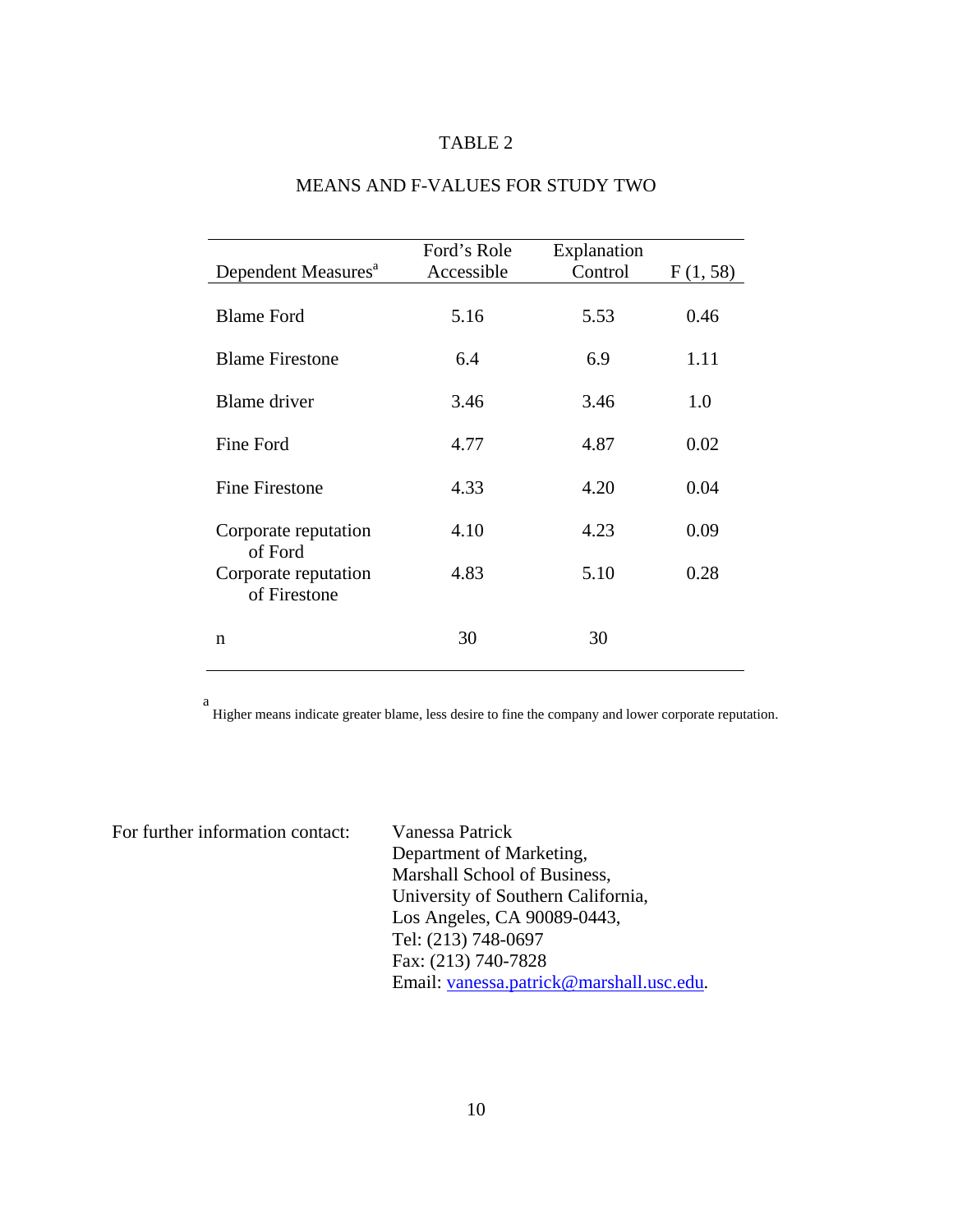TABLE 2

MEANS AND F-VALUES FOR STUDY TWO

| Dependent Measures[a] | Ford's Role Accessible | Explanation Control | F (1, 58) |
|---|---|---|---|
| Blame Ford | 5.16 | 5.53 | 0.46 |
| Blame Firestone | 6.4 | 6.9 | 1.11 |
| Blame driver | 3.46 | 3.46 | 1.0 |
| Fine Ford | 4.77 | 4.87 | 0.02 |
| Fine Firestone | 4.33 | 4.20 | 0.04 |
| Corporate reputation of Ford | 4.10 | 4.23 | 0.09 |
| Corporate reputation of Firestone | 4.83 | 5.10 | 0.28 |
| n | 30 | 30 | |

[a] Higher means indicate greater blame, less desire to fine the company and lower corporate reputation.

For further information contact:

Vanessa Patrick
Department of Marketing,
Marshall School of Business,
University of Southern California,
Los Angeles, CA 90089-0443,
Tel: (213) 748-0697
Fax: (213) 740-7828
Email: vanessa.patrick@marshall.usc.edu.